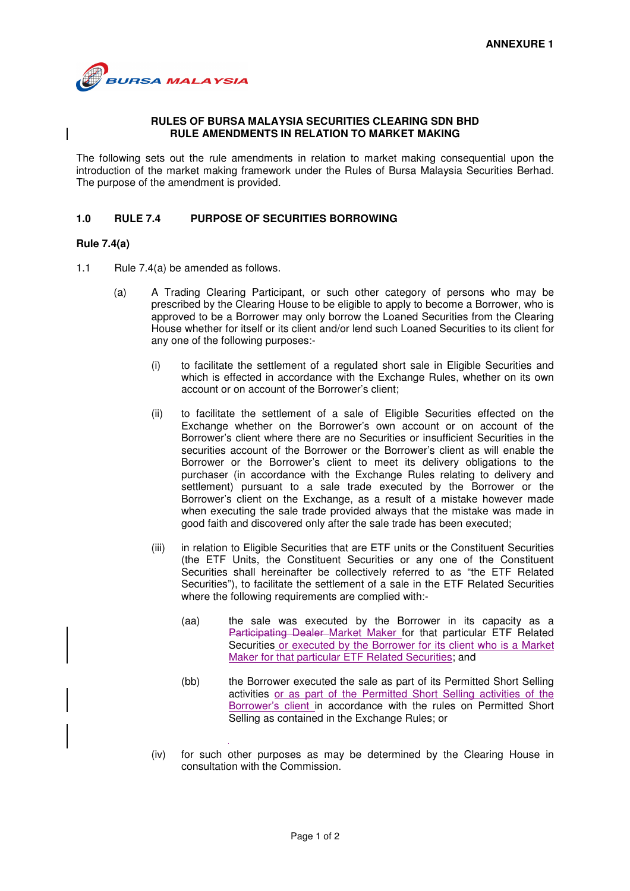ANNEXURE 1

**RULES OF BURSA MALAYSIA SECURITIES CLEARING SDN BHD**
**RULE AMENDMENTS IN RELATION TO MARKET MAKING**

The following sets out the rule amendments in relation to market making consequential upon the introduction of the market making framework under the Rules of Bursa Malaysia Securities Berhad. The purpose of the amendment is provided.

## 1.0 RULE 7.4 PURPOSE OF SECURITIES BORROWING

**Rule 7.4(a)**

1.1 Rule 7.4(a) be amended as follows.

(a) A Trading Clearing Participant, or such other category of persons who may be prescribed by the Clearing House to be eligible to apply to become a Borrower, who is approved to be a Borrower may only borrow the Loaned Securities from the Clearing House whether for itself or its client and/or lend such Loaned Securities to its client for any one of the following purposes:-

(i) to facilitate the settlement of a regulated short sale in Eligible Securities and which is effected in accordance with the Exchange Rules, whether on its own account or on account of the Borrower's client;

(ii) to facilitate the settlement of a sale of Eligible Securities effected on the Exchange whether on the Borrower's own account or on account of the Borrower's client where there are no Securities or insufficient Securities in the securities account of the Borrower or the Borrower's client as will enable the Borrower or the Borrower's client to meet its delivery obligations to the purchaser (in accordance with the Exchange Rules relating to delivery and settlement) pursuant to a sale trade executed by the Borrower or the Borrower's client on the Exchange, as a result of a mistake however made when executing the sale trade provided always that the mistake was made in good faith and discovered only after the sale trade has been executed;

(iii) in relation to Eligible Securities that are ETF units or the Constituent Securities (the ETF Units, the Constituent Securities or any one of the Constituent Securities shall hereinafter be collectively referred to as "the ETF Related Securities"), to facilitate the settlement of a sale in the ETF Related Securities where the following requirements are complied with:-

(aa) the sale was executed by the Borrower in its capacity as a ~~Participating Dealer~~ Market Maker for that particular ETF Related Securities or executed by the Borrower for its client who is a Market Maker for that particular ETF Related Securities; and

(bb) the Borrower executed the sale as part of its Permitted Short Selling activities or as part of the Permitted Short Selling activities of the Borrower's client in accordance with the rules on Permitted Short Selling as contained in the Exchange Rules; or

(iv) for such other purposes as may be determined by the Clearing House in consultation with the Commission.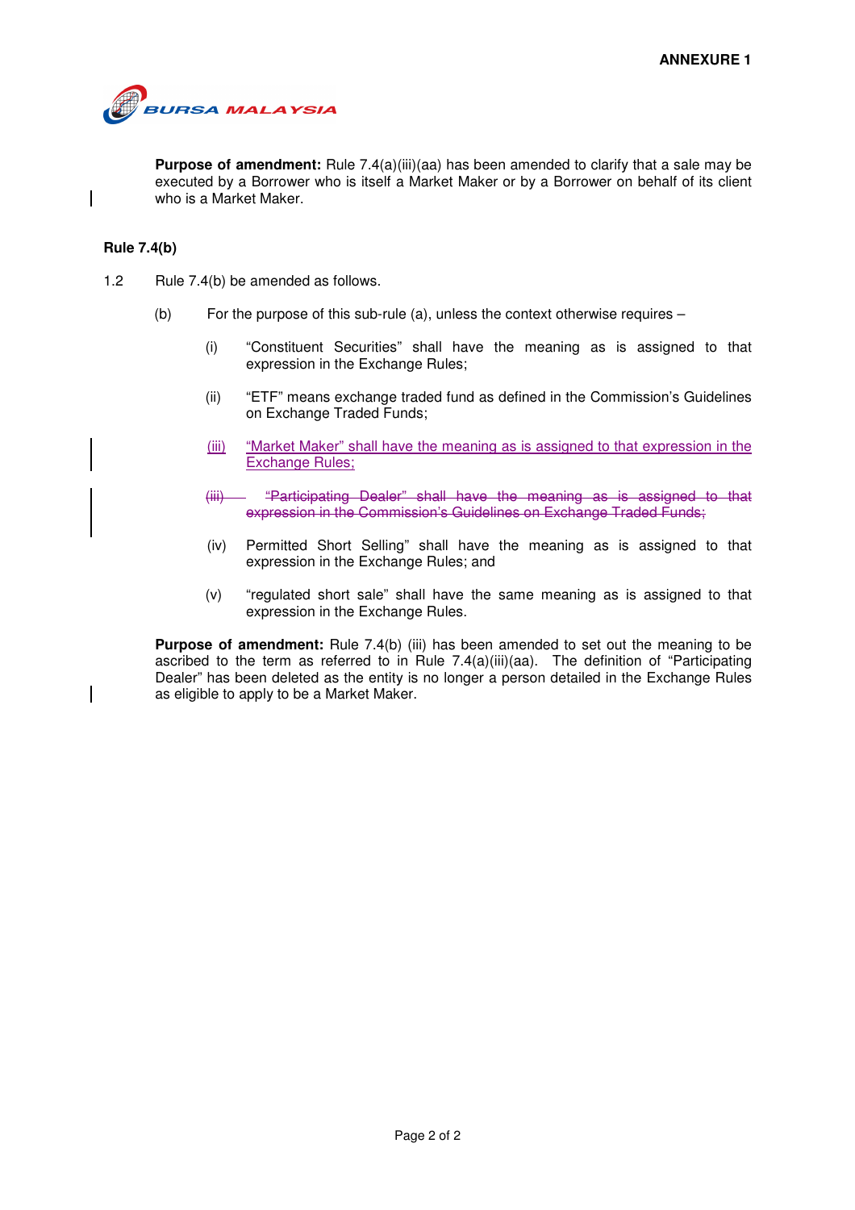**ANNEXURE 1**

**Purpose of amendment:** Rule 7.4(a)(iii)(aa) has been amended to clarify that a sale may be executed by a Borrower who is itself a Market Maker or by a Borrower on behalf of its client who is a Market Maker.

### Rule 7.4(b)

1.2 Rule 7.4(b) be amended as follows.

(b) For the purpose of this sub-rule (a), unless the context otherwise requires –

(i) "Constituent Securities" shall have the meaning as is assigned to that expression in the Exchange Rules;

(ii) "ETF" means exchange traded fund as defined in the Commission's Guidelines on Exchange Traded Funds;

<u>(iii) "Market Maker" shall have the meaning as is assigned to that expression in the Exchange Rules;</u>

~~(iii) "Participating Dealer" shall have the meaning as is assigned to that expression in the Commission's Guidelines on Exchange Traded Funds;~~

(iv) Permitted Short Selling" shall have the meaning as is assigned to that expression in the Exchange Rules; and

(v) "regulated short sale" shall have the same meaning as is assigned to that expression in the Exchange Rules.

**Purpose of amendment:** Rule 7.4(b) (iii) has been amended to set out the meaning to be ascribed to the term as referred to in Rule 7.4(a)(iii)(aa). The definition of "Participating Dealer" has been deleted as the entity is no longer a person detailed in the Exchange Rules as eligible to apply to be a Market Maker.